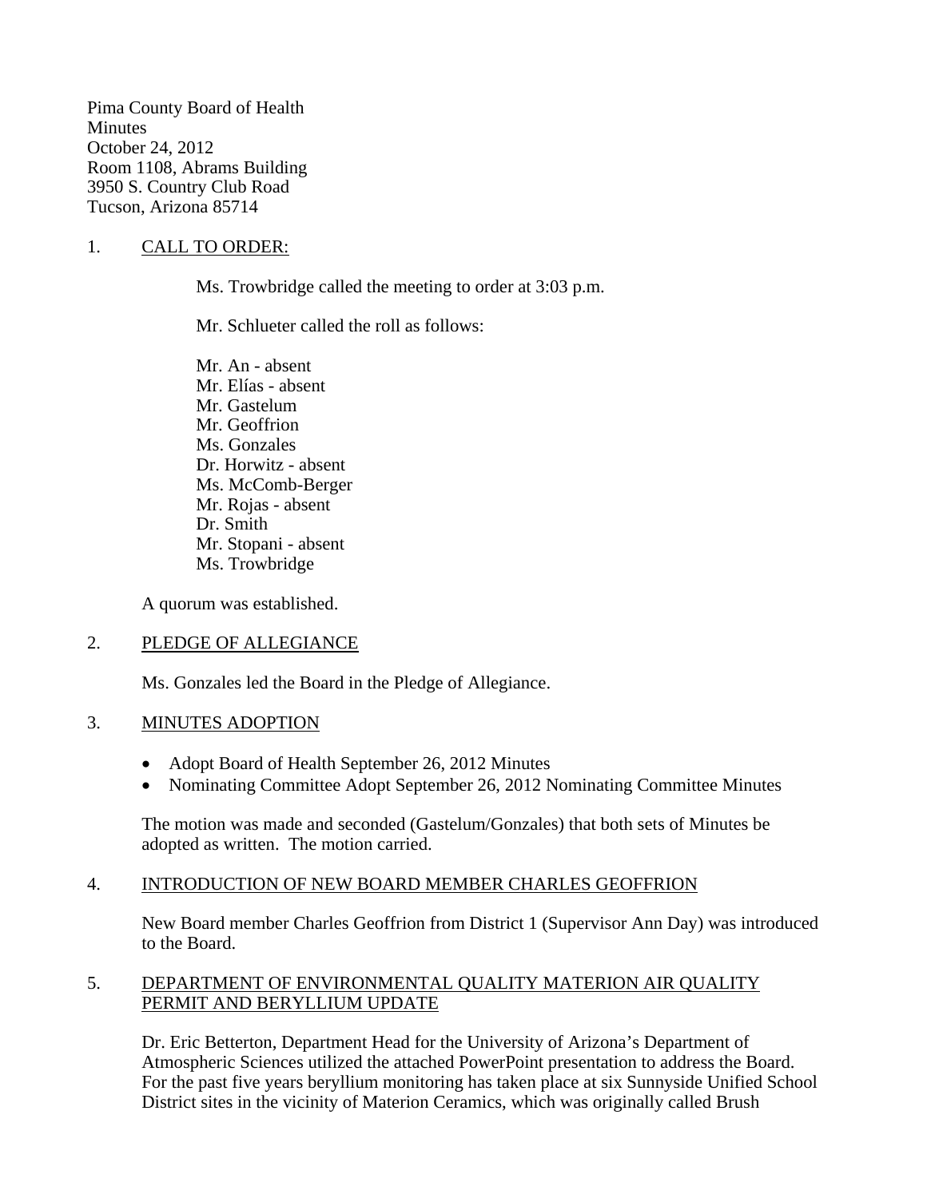Pima County Board of Health
Minutes
October 24, 2012
Room 1108, Abrams Building
3950 S. Country Club Road
Tucson, Arizona 85714

1. CALL TO ORDER:

Ms. Trowbridge called the meeting to order at 3:03 p.m.

Mr. Schlueter called the roll as follows:

Mr. An - absent
Mr. Elías - absent
Mr. Gastelum
Mr. Geoffrion
Ms. Gonzales
Dr. Horwitz - absent
Ms. McComb-Berger
Mr. Rojas - absent
Dr. Smith
Mr. Stopani - absent
Ms. Trowbridge

A quorum was established.

2. PLEDGE OF ALLEGIANCE

Ms. Gonzales led the Board in the Pledge of Allegiance.

3. MINUTES ADOPTION

- Adopt Board of Health September 26, 2012 Minutes
- Nominating Committee Adopt September 26, 2012 Nominating Committee Minutes

The motion was made and seconded (Gastelum/Gonzales) that both sets of Minutes be adopted as written. The motion carried.

4. INTRODUCTION OF NEW BOARD MEMBER CHARLES GEOFFRION

New Board member Charles Geoffrion from District 1 (Supervisor Ann Day) was introduced to the Board.

5. DEPARTMENT OF ENVIRONMENTAL QUALITY MATERION AIR QUALITY PERMIT AND BERYLLIUM UPDATE

Dr. Eric Betterton, Department Head for the University of Arizona's Department of Atmospheric Sciences utilized the attached PowerPoint presentation to address the Board. For the past five years beryllium monitoring has taken place at six Sunnyside Unified School District sites in the vicinity of Materion Ceramics, which was originally called Brush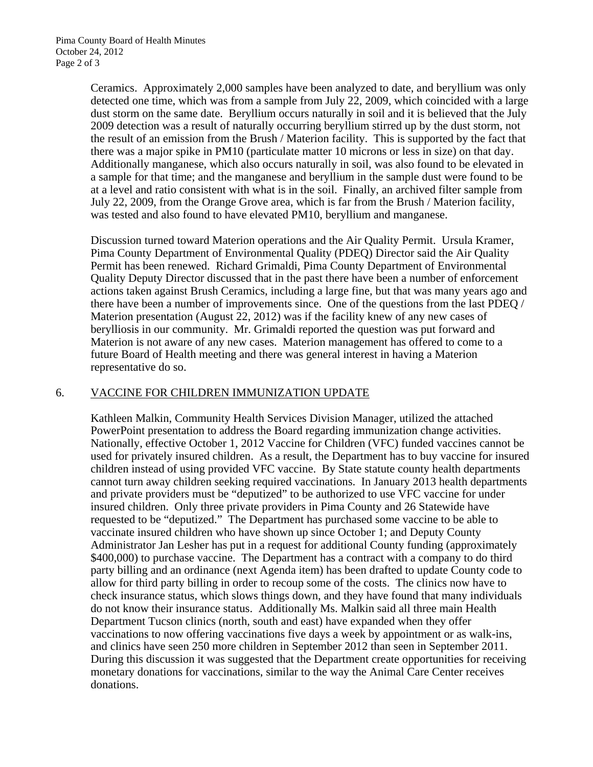Ceramics. Approximately 2,000 samples have been analyzed to date, and beryllium was only detected one time, which was from a sample from July 22, 2009, which coincided with a large dust storm on the same date. Beryllium occurs naturally in soil and it is believed that the July 2009 detection was a result of naturally occurring beryllium stirred up by the dust storm, not the result of an emission from the Brush / Materion facility. This is supported by the fact that there was a major spike in PM10 (particulate matter 10 microns or less in size) on that day. Additionally manganese, which also occurs naturally in soil, was also found to be elevated in a sample for that time; and the manganese and beryllium in the sample dust were found to be at a level and ratio consistent with what is in the soil. Finally, an archived filter sample from July 22, 2009, from the Orange Grove area, which is far from the Brush / Materion facility, was tested and also found to have elevated PM10, beryllium and manganese.

Discussion turned toward Materion operations and the Air Quality Permit. Ursula Kramer, Pima County Department of Environmental Quality (PDEQ) Director said the Air Quality Permit has been renewed. Richard Grimaldi, Pima County Department of Environmental Quality Deputy Director discussed that in the past there have been a number of enforcement actions taken against Brush Ceramics, including a large fine, but that was many years ago and there have been a number of improvements since. One of the questions from the last PDEQ / Materion presentation (August 22, 2012) was if the facility knew of any new cases of berylliosis in our community. Mr. Grimaldi reported the question was put forward and Materion is not aware of any new cases. Materion management has offered to come to a future Board of Health meeting and there was general interest in having a Materion representative do so.

6. <u>VACCINE FOR CHILDREN IMMUNIZATION UPDATE</u>

Kathleen Malkin, Community Health Services Division Manager, utilized the attached PowerPoint presentation to address the Board regarding immunization change activities. Nationally, effective October 1, 2012 Vaccine for Children (VFC) funded vaccines cannot be used for privately insured children. As a result, the Department has to buy vaccine for insured children instead of using provided VFC vaccine. By State statute county health departments cannot turn away children seeking required vaccinations. In January 2013 health departments and private providers must be "deputized" to be authorized to use VFC vaccine for under insured children. Only three private providers in Pima County and 26 Statewide have requested to be "deputized." The Department has purchased some vaccine to be able to vaccinate insured children who have shown up since October 1; and Deputy County Administrator Jan Lesher has put in a request for additional County funding (approximately $400,000) to purchase vaccine. The Department has a contract with a company to do third party billing and an ordinance (next Agenda item) has been drafted to update County code to allow for third party billing in order to recoup some of the costs. The clinics now have to check insurance status, which slows things down, and they have found that many individuals do not know their insurance status. Additionally Ms. Malkin said all three main Health Department Tucson clinics (north, south and east) have expanded when they offer vaccinations to now offering vaccinations five days a week by appointment or as walk-ins, and clinics have seen 250 more children in September 2012 than seen in September 2011. During this discussion it was suggested that the Department create opportunities for receiving monetary donations for vaccinations, similar to the way the Animal Care Center receives donations.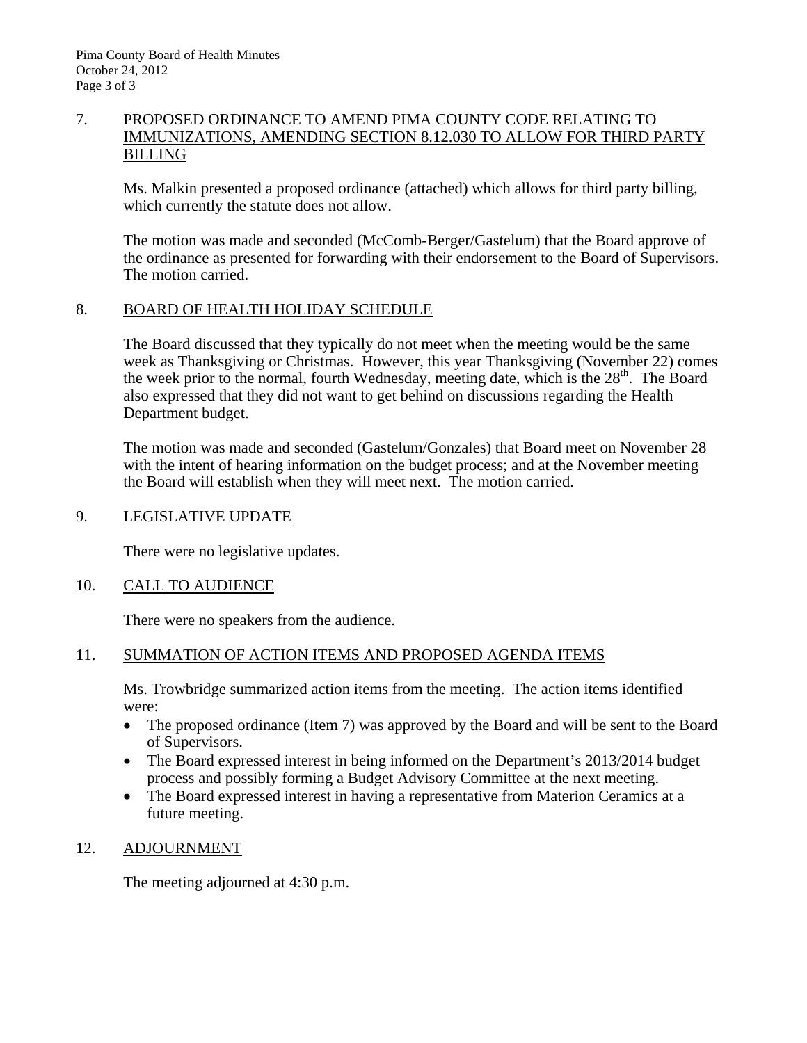7. PROPOSED ORDINANCE TO AMEND PIMA COUNTY CODE RELATING TO IMMUNIZATIONS, AMENDING SECTION 8.12.030 TO ALLOW FOR THIRD PARTY BILLING

Ms. Malkin presented a proposed ordinance (attached) which allows for third party billing, which currently the statute does not allow.

The motion was made and seconded (McComb-Berger/Gastelum) that the Board approve of the ordinance as presented for forwarding with their endorsement to the Board of Supervisors. The motion carried.

8. BOARD OF HEALTH HOLIDAY SCHEDULE

The Board discussed that they typically do not meet when the meeting would be the same week as Thanksgiving or Christmas. However, this year Thanksgiving (November 22) comes the week prior to the normal, fourth Wednesday, meeting date, which is the 28th. The Board also expressed that they did not want to get behind on discussions regarding the Health Department budget.

The motion was made and seconded (Gastelum/Gonzales) that Board meet on November 28 with the intent of hearing information on the budget process; and at the November meeting the Board will establish when they will meet next. The motion carried.

9. LEGISLATIVE UPDATE

There were no legislative updates.

10. CALL TO AUDIENCE

There were no speakers from the audience.

11. SUMMATION OF ACTION ITEMS AND PROPOSED AGENDA ITEMS

Ms. Trowbridge summarized action items from the meeting. The action items identified were:

- The proposed ordinance (Item 7) was approved by the Board and will be sent to the Board of Supervisors.
- The Board expressed interest in being informed on the Department's 2013/2014 budget process and possibly forming a Budget Advisory Committee at the next meeting.
- The Board expressed interest in having a representative from Materion Ceramics at a future meeting.

12. ADJOURNMENT

The meeting adjourned at 4:30 p.m.